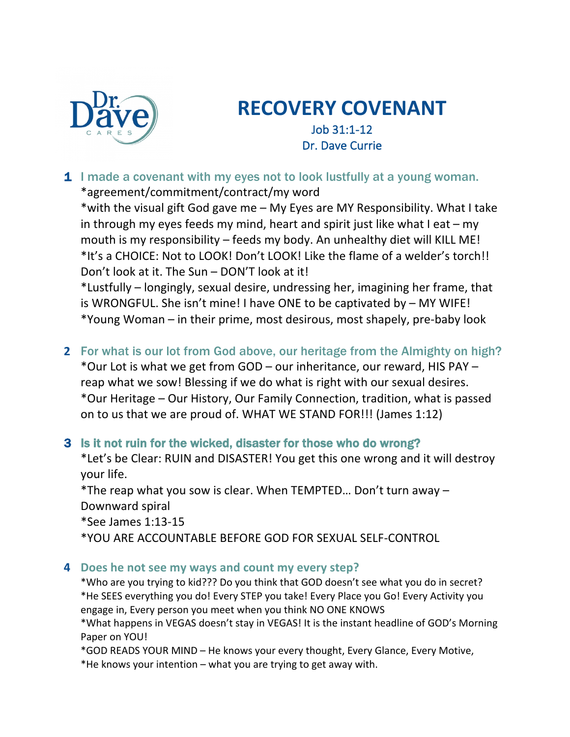# RECOVERY COVENANT

Job 31:1-12

Dr. Dave Currie

**1 I made a covenant with my eyes not to look lustfully at a young woman.**

*agreement/commitment/contract/my word

*with the visual gift God gave me – My Eyes are MY Responsibility. What I take in through my eyes feeds my mind, heart and spirit just like what I eat – my mouth is my responsibility – feeds my body. An unhealthy diet will KILL ME!

*It's a CHOICE: Not to LOOK! Don't LOOK! Like the flame of a welder's torch!! Don't look at it. The Sun – DON'T look at it!

*Lustfully – longingly, sexual desire, undressing her, imagining her frame, that is WRONGFUL. She isn't mine! I have ONE to be captivated by – MY WIFE!

*Young Woman – in their prime, most desirous, most shapely, pre-baby look

**2 For what is our lot from God above, our heritage from the Almighty on high?**

*Our Lot is what we get from GOD – our inheritance, our reward, HIS PAY – reap what we sow! Blessing if we do what is right with our sexual desires.

*Our Heritage – Our History, Our Family Connection, tradition, what is passed on to us that we are proud of. WHAT WE STAND FOR!!! (James 1:12)

**3 Is it not ruin for the wicked, disaster for those who do wrong?**

*Let's be Clear: RUIN and DISASTER! You get this one wrong and it will destroy your life.

*The reap what you sow is clear. When TEMPTED… Don't turn away – Downward spiral

*See James 1:13-15

*YOU ARE ACCOUNTABLE BEFORE GOD FOR SEXUAL SELF-CONTROL

**4 Does he not see my ways and count my every step?**

*Who are you trying to kid??? Do you think that GOD doesn't see what you do in secret?

*He SEES everything you do! Every STEP you take! Every Place you Go! Every Activity you engage in, Every person you meet when you think NO ONE KNOWS

*What happens in VEGAS doesn't stay in VEGAS! It is the instant headline of GOD's Morning Paper on YOU!

*GOD READS YOUR MIND – He knows your every thought, Every Glance, Every Motive,

*He knows your intention – what you are trying to get away with.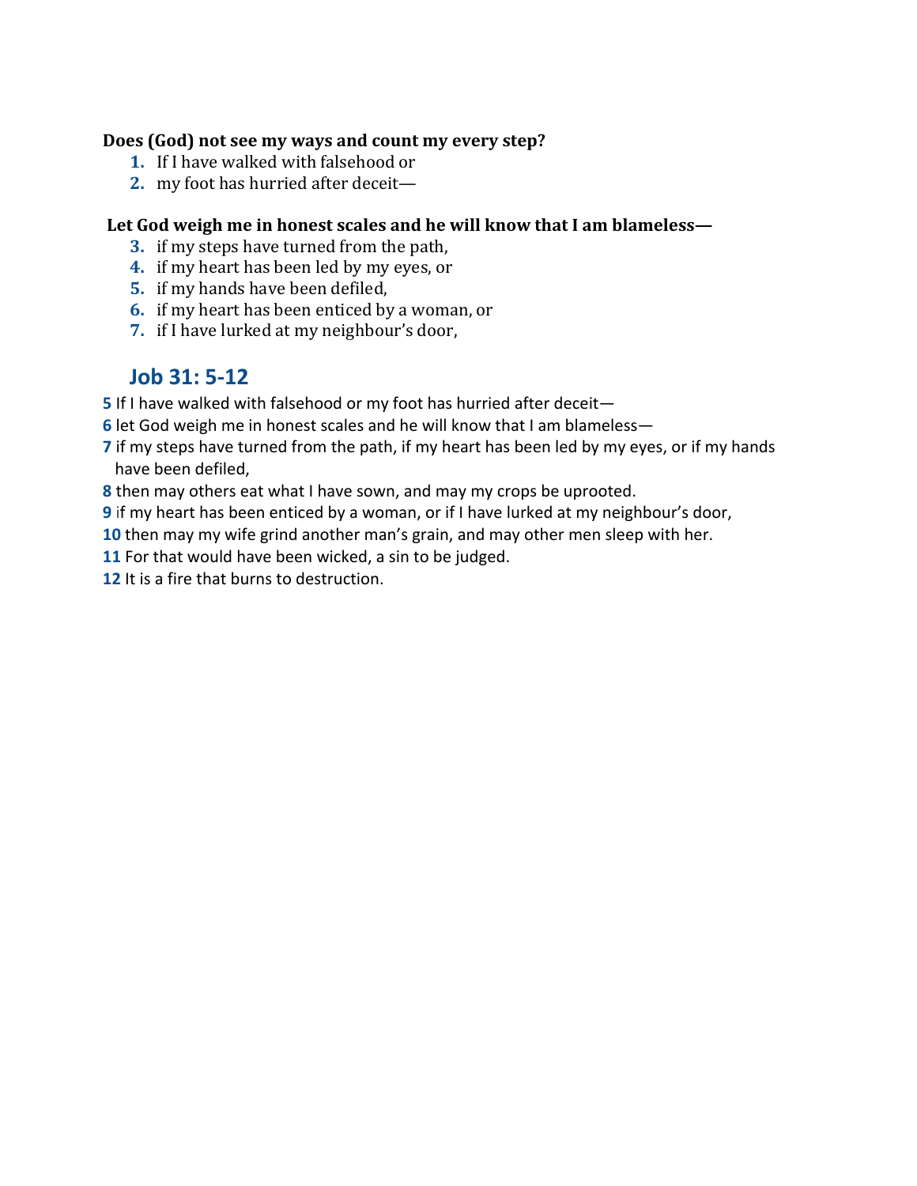**Does (God) not see my ways and count my every step?**

1. If I have walked with falsehood or
2. my foot has hurried after deceit—

**Let God weigh me in honest scales and he will know that I am blameless—**

3. if my steps have turned from the path,
4. if my heart has been led by my eyes, or
5. if my hands have been defiled,
6. if my heart has been enticed by a woman, or
7. if I have lurked at my neighbour's door,

## Job 31: 5-12

**5** If I have walked with falsehood or my foot has hurried after deceit—
**6** let God weigh me in honest scales and he will know that I am blameless—
**7** if my steps have turned from the path, if my heart has been led by my eyes, or if my hands have been defiled,
**8** then may others eat what I have sown, and may my crops be uprooted.
**9** if my heart has been enticed by a woman, or if I have lurked at my neighbour's door,
**10** then may my wife grind another man's grain, and may other men sleep with her.
**11** For that would have been wicked, a sin to be judged.
**12** It is a fire that burns to destruction.